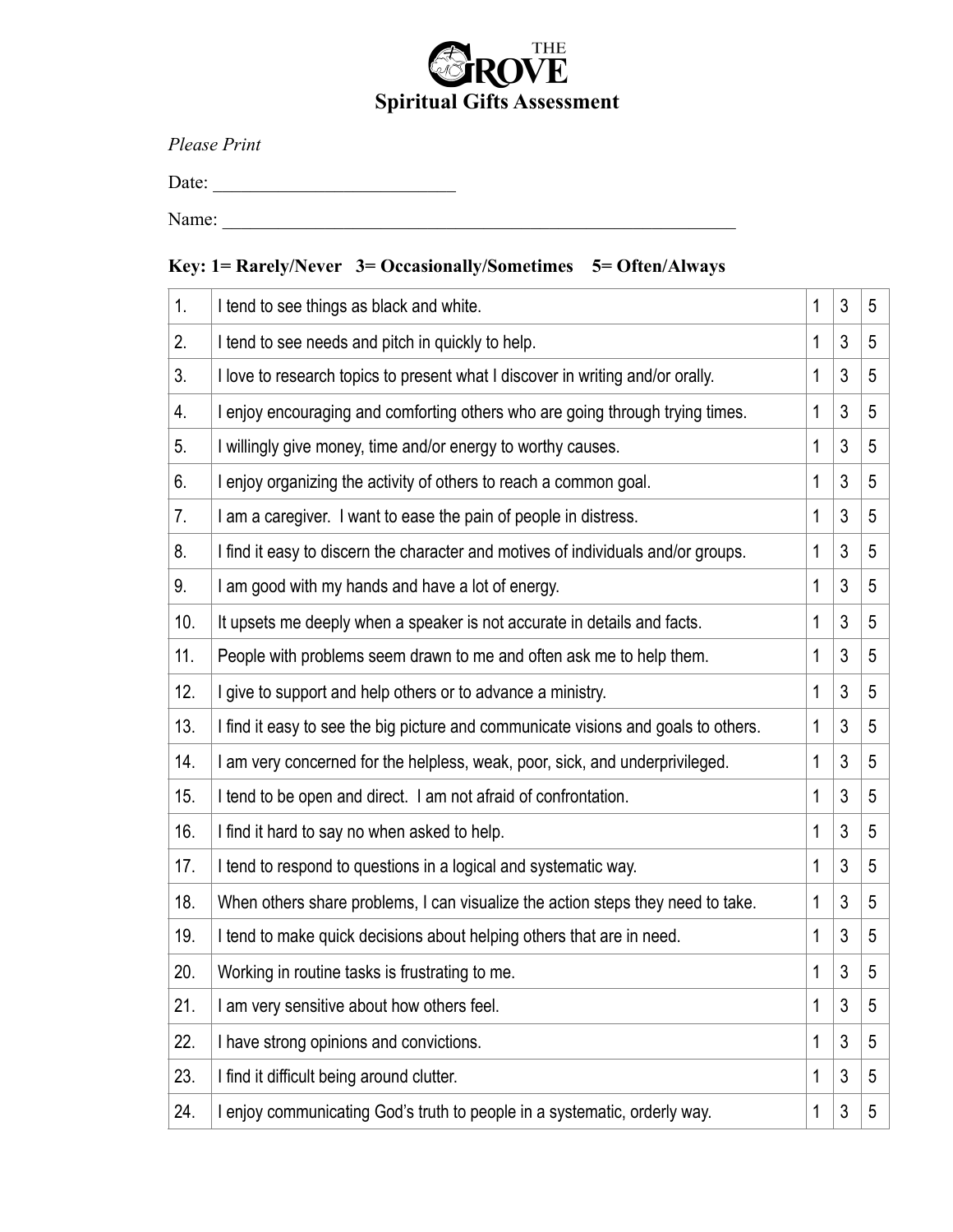# THE GROVE

## Spiritual Gifts Assessment

*Please Print*

Date: ___________________________

Name: ___________________________________________________________

**Key: 1= Rarely/Never 3= Occasionally/Sometimes 5= Often/Always**

| | | | | |
|---|---|---|---|---|
| 1. | I tend to see things as black and white. | 1 | 3 | 5 |
| 2. | I tend to see needs and pitch in quickly to help. | 1 | 3 | 5 |
| 3. | I love to research topics to present what I discover in writing and/or orally. | 1 | 3 | 5 |
| 4. | I enjoy encouraging and comforting others who are going through trying times. | 1 | 3 | 5 |
| 5. | I willingly give money, time and/or energy to worthy causes. | 1 | 3 | 5 |
| 6. | I enjoy organizing the activity of others to reach a common goal. | 1 | 3 | 5 |
| 7. | I am a caregiver. I want to ease the pain of people in distress. | 1 | 3 | 5 |
| 8. | I find it easy to discern the character and motives of individuals and/or groups. | 1 | 3 | 5 |
| 9. | I am good with my hands and have a lot of energy. | 1 | 3 | 5 |
| 10. | It upsets me deeply when a speaker is not accurate in details and facts. | 1 | 3 | 5 |
| 11. | People with problems seem drawn to me and often ask me to help them. | 1 | 3 | 5 |
| 12. | I give to support and help others or to advance a ministry. | 1 | 3 | 5 |
| 13. | I find it easy to see the big picture and communicate visions and goals to others. | 1 | 3 | 5 |
| 14. | I am very concerned for the helpless, weak, poor, sick, and underprivileged. | 1 | 3 | 5 |
| 15. | I tend to be open and direct. I am not afraid of confrontation. | 1 | 3 | 5 |
| 16. | I find it hard to say no when asked to help. | 1 | 3 | 5 |
| 17. | I tend to respond to questions in a logical and systematic way. | 1 | 3 | 5 |
| 18. | When others share problems, I can visualize the action steps they need to take. | 1 | 3 | 5 |
| 19. | I tend to make quick decisions about helping others that are in need. | 1 | 3 | 5 |
| 20. | Working in routine tasks is frustrating to me. | 1 | 3 | 5 |
| 21. | I am very sensitive about how others feel. | 1 | 3 | 5 |
| 22. | I have strong opinions and convictions. | 1 | 3 | 5 |
| 23. | I find it difficult being around clutter. | 1 | 3 | 5 |
| 24. | I enjoy communicating God's truth to people in a systematic, orderly way. | 1 | 3 | 5 |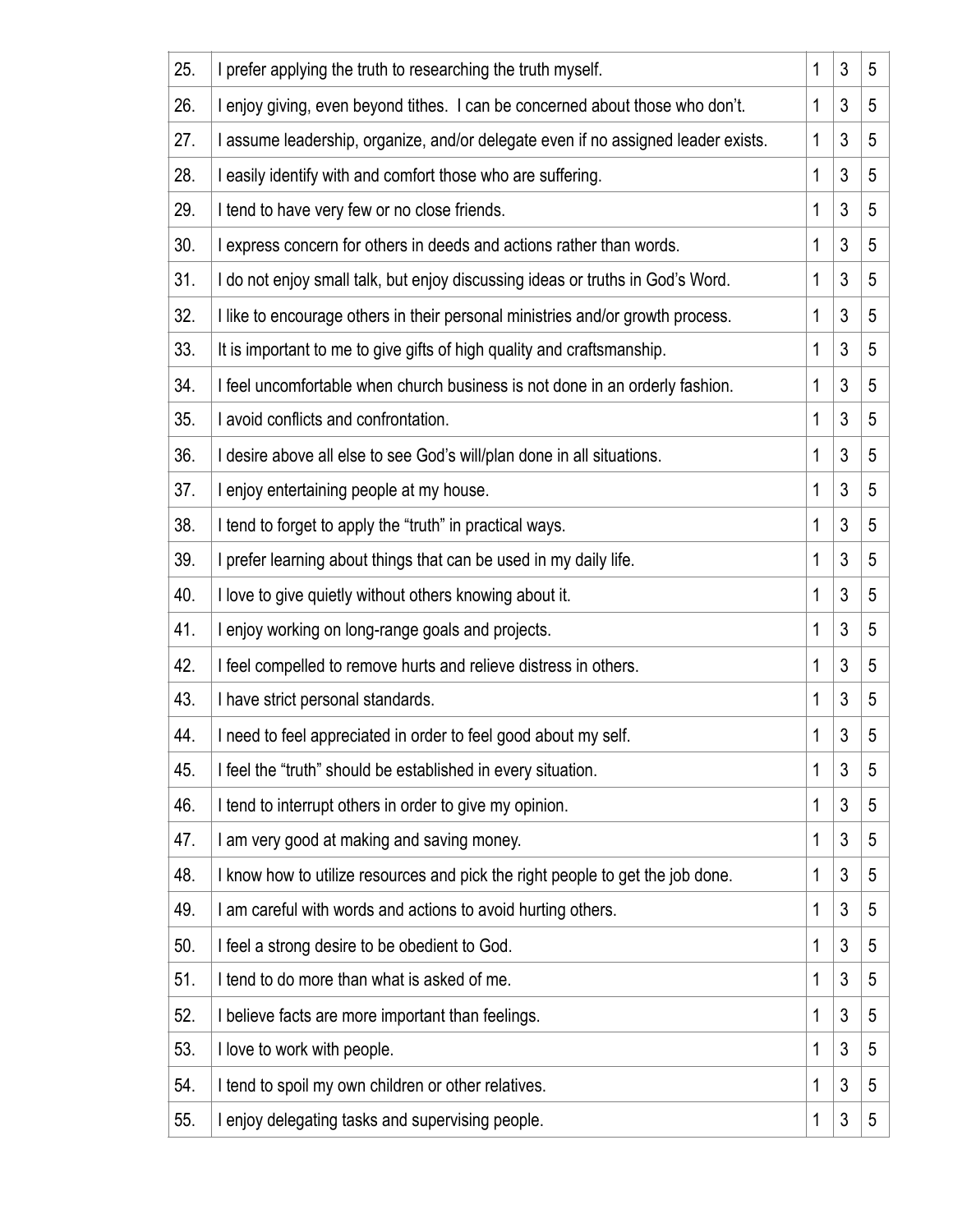| | | | | |
|---|---|---|---|---|
| 25. | I prefer applying the truth to researching the truth myself. | 1 | 3 | 5 |
| 26. | I enjoy giving, even beyond tithes. I can be concerned about those who don't. | 1 | 3 | 5 |
| 27. | I assume leadership, organize, and/or delegate even if no assigned leader exists. | 1 | 3 | 5 |
| 28. | I easily identify with and comfort those who are suffering. | 1 | 3 | 5 |
| 29. | I tend to have very few or no close friends. | 1 | 3 | 5 |
| 30. | I express concern for others in deeds and actions rather than words. | 1 | 3 | 5 |
| 31. | I do not enjoy small talk, but enjoy discussing ideas or truths in God's Word. | 1 | 3 | 5 |
| 32. | I like to encourage others in their personal ministries and/or growth process. | 1 | 3 | 5 |
| 33. | It is important to me to give gifts of high quality and craftsmanship. | 1 | 3 | 5 |
| 34. | I feel uncomfortable when church business is not done in an orderly fashion. | 1 | 3 | 5 |
| 35. | I avoid conflicts and confrontation. | 1 | 3 | 5 |
| 36. | I desire above all else to see God's will/plan done in all situations. | 1 | 3 | 5 |
| 37. | I enjoy entertaining people at my house. | 1 | 3 | 5 |
| 38. | I tend to forget to apply the "truth" in practical ways. | 1 | 3 | 5 |
| 39. | I prefer learning about things that can be used in my daily life. | 1 | 3 | 5 |
| 40. | I love to give quietly without others knowing about it. | 1 | 3 | 5 |
| 41. | I enjoy working on long-range goals and projects. | 1 | 3 | 5 |
| 42. | I feel compelled to remove hurts and relieve distress in others. | 1 | 3 | 5 |
| 43. | I have strict personal standards. | 1 | 3 | 5 |
| 44. | I need to feel appreciated in order to feel good about my self. | 1 | 3 | 5 |
| 45. | I feel the "truth" should be established in every situation. | 1 | 3 | 5 |
| 46. | I tend to interrupt others in order to give my opinion. | 1 | 3 | 5 |
| 47. | I am very good at making and saving money. | 1 | 3 | 5 |
| 48. | I know how to utilize resources and pick the right people to get the job done. | 1 | 3 | 5 |
| 49. | I am careful with words and actions to avoid hurting others. | 1 | 3 | 5 |
| 50. | I feel a strong desire to be obedient to God. | 1 | 3 | 5 |
| 51. | I tend to do more than what is asked of me. | 1 | 3 | 5 |
| 52. | I believe facts are more important than feelings. | 1 | 3 | 5 |
| 53. | I love to work with people. | 1 | 3 | 5 |
| 54. | I tend to spoil my own children or other relatives. | 1 | 3 | 5 |
| 55. | I enjoy delegating tasks and supervising people. | 1 | 3 | 5 |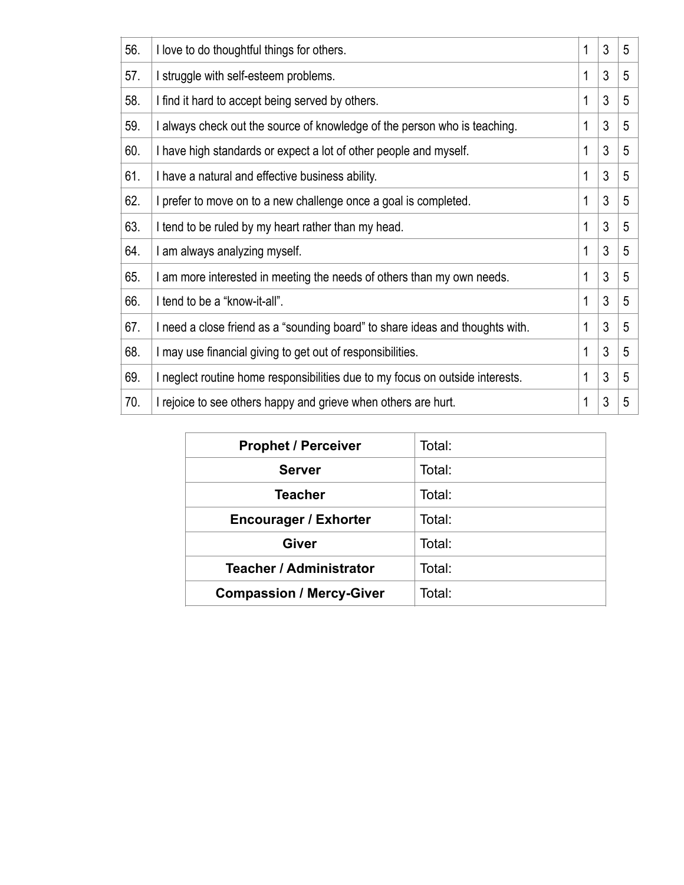| | | | | |
|---|---|---|---|---|
| 56. | I love to do thoughtful things for others. | 1 | 3 | 5 |
| 57. | I struggle with self-esteem problems. | 1 | 3 | 5 |
| 58. | I find it hard to accept being served by others. | 1 | 3 | 5 |
| 59. | I always check out the source of knowledge of the person who is teaching. | 1 | 3 | 5 |
| 60. | I have high standards or expect a lot of other people and myself. | 1 | 3 | 5 |
| 61. | I have a natural and effective business ability. | 1 | 3 | 5 |
| 62. | I prefer to move on to a new challenge once a goal is completed. | 1 | 3 | 5 |
| 63. | I tend to be ruled by my heart rather than my head. | 1 | 3 | 5 |
| 64. | I am always analyzing myself. | 1 | 3 | 5 |
| 65. | I am more interested in meeting the needs of others than my own needs. | 1 | 3 | 5 |
| 66. | I tend to be a “know-it-all”. | 1 | 3 | 5 |
| 67. | I need a close friend as a “sounding board” to share ideas and thoughts with. | 1 | 3 | 5 |
| 68. | I may use financial giving to get out of responsibilities. | 1 | 3 | 5 |
| 69. | I neglect routine home responsibilities due to my focus on outside interests. | 1 | 3 | 5 |
| 70. | I rejoice to see others happy and grieve when others are hurt. | 1 | 3 | 5 |

| | |
|---|---|
| **Prophet / Perceiver** | Total: |
| **Server** | Total: |
| **Teacher** | Total: |
| **Encourager / Exhorter** | Total: |
| **Giver** | Total: |
| **Teacher / Administrator** | Total: |
| **Compassion / Mercy-Giver** | Total: |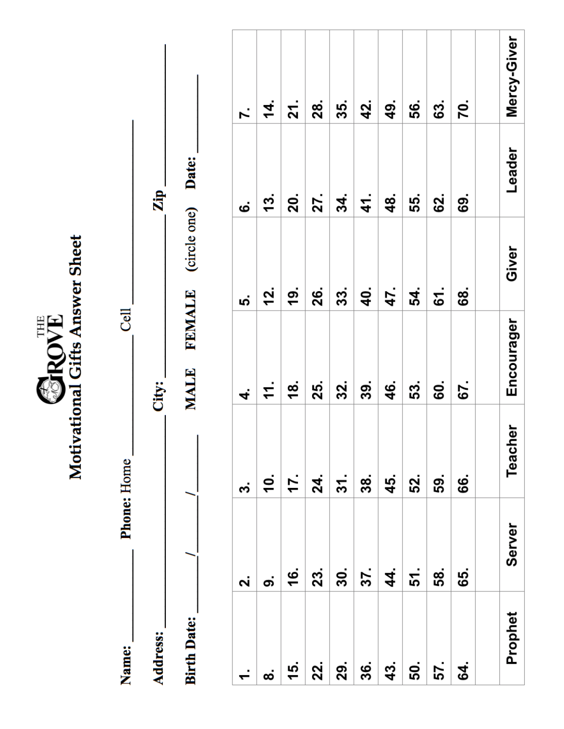THE GROVE

# Motivational Gifts Answer Sheet

**Name:** ________ **Phone:** Home ________ Cell ________

**Address:** ________ **City:** ________ **Zip** ________

**Birth Date:** ____/____/____ **MALE FEMALE** (circle one) **Date:** ________

| 1. | 2. | 3. | 4. | 5. | 6. | 7. |
|---|---|---|---|---|---|---|
| 8. | 9. | 10. | 11. | 12. | 13. | 14. |
| 15. | 16. | 17. | 18. | 19. | 20. | 21. |
| 22. | 23. | 24. | 25. | 26. | 27. | 28. |
| 29. | 30. | 31. | 32. | 33. | 34. | 35. |
| 36. | 37. | 38. | 39. | 40. | 41. | 42. |
| 43. | 44. | 45. | 46. | 47. | 48. | 49. |
| 50. | 51. | 52. | 53. | 54. | 55. | 56. |
| 57. | 58. | 59. | 60. | 61. | 62. | 63. |
| 64. | 65. | 66. | 67. | 68. | 69. | 70. |
| | | | | | | |
| Prophet | Server | Teacher | Encourager | Giver | Leader | Mercy-Giver |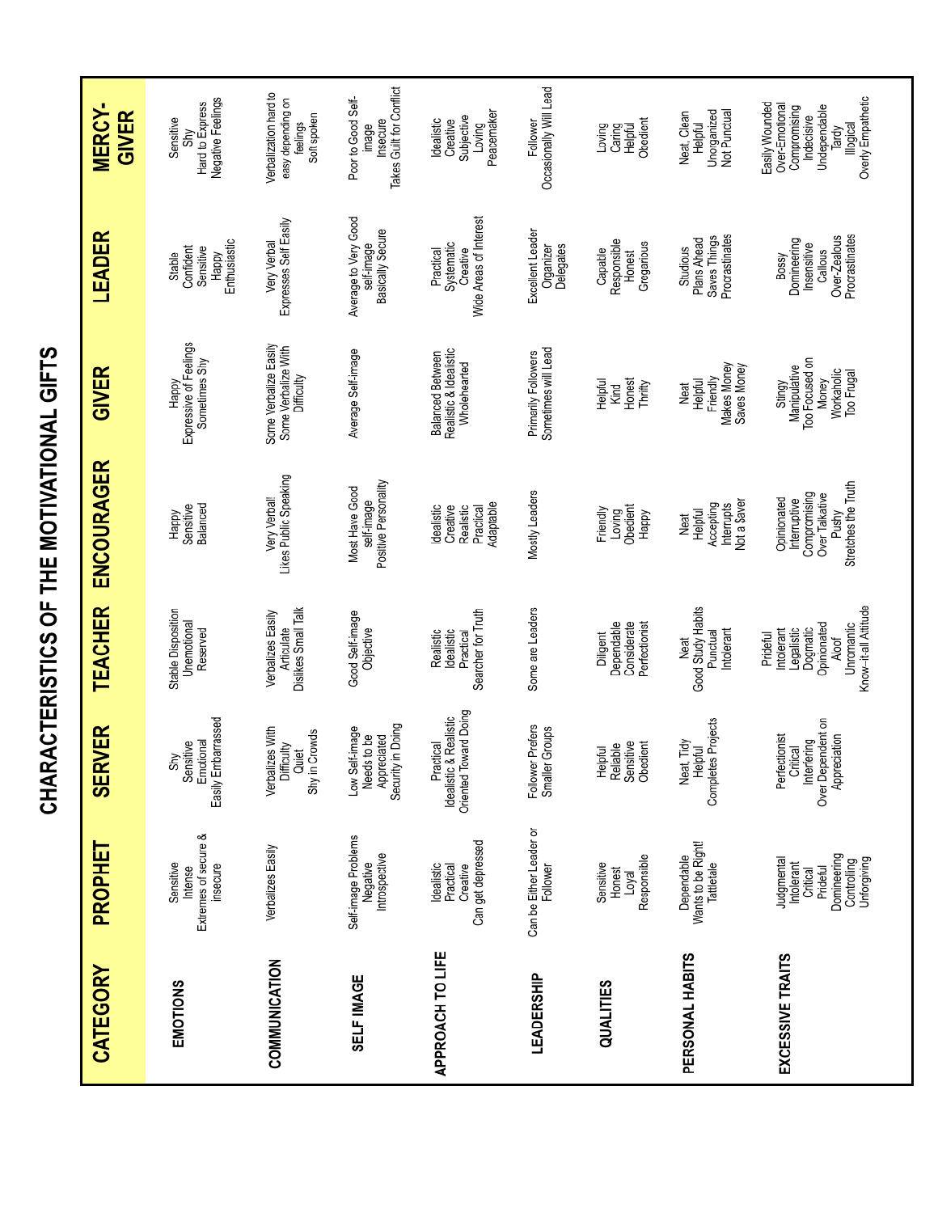# CHARACTERISTICS OF THE MOTIVATIONAL GIFTS

| CATEGORY | PROPHET | SERVER | TEACHER | ENCOURAGER | GIVER | LEADER | MERCY-GIVER |
|---|---|---|---|---|---|---|---|
| EMOTIONS | Sensitive<br>Intense<br>Extremes of secure & insecure | Shy<br>Sensitive<br>Emotional<br>Easily Embarrassed | Stable Disposition<br>Unemotional<br>Reserved | Happy<br>Sensitive<br>Balanced | Happy<br>Expressive of Feelings<br>Sometimes Shy | Stable<br>Confident<br>Sensitive<br>Happy<br>Enthusiastic | Sensitive<br>Shy<br>Hard to Express Negative Feelings |
| COMMUNICATION | Verbalizes Easily | Verbalizes With Difficulty<br>Quiet<br>Shy in Crowds | Verbalizes Easily<br>Articulate<br>Dislikes Small Talk | Very Verbal!<br>Likes Public Speaking | Some Verbalize Easily<br>Some Verbalize With Difficulty | Very Verbal<br>Expresses Self Easily | Verbalization hard to easy depending on feelings<br>Soft spoken |
| SELF IMAGE | Self-image Problems<br>Negative<br>Introspective | Low Self-image<br>Needs to be Appreciated<br>Security in Doing | Good Self-image<br>Objective | Most Have Good self-image<br>Positive Personality | Average Self-image | Average to Very Good self-image<br>Basically Secure | Poor to Good Self-image<br>Insecure<br>Takes Guilt for Conflict |
| APPROACH TO LIFE | Idealistic<br>Practical<br>Creative<br>Can get depressed | Practical<br>Idealistic & Realistic<br>Oriented Toward Doing | Realistic<br>Idealistic<br>Practical<br>Searcher for Truth | Idealistic<br>Creative<br>Realistic<br>Practical<br>Adaptable | Balanced Between Realistic & Idealistic<br>Wholehearted | Practical<br>Systematic<br>Creative<br>Wide Areas of Interest | Idealistic<br>Creative<br>Subjective<br>Loving<br>Peacemaker |
| LEADERSHIP | Can be Either Leader or Follower | Follower Prefers Smaller Groups | Some are Leaders | Mostly Leaders | Primarily Followers<br>Sometimes will Lead | Excellent Leader<br>Organizer<br>Delegates | Follower<br>Occasionally Will Lead |
| QUALITIES | Sensitive<br>Honest<br>Loyal<br>Responsible | Helpful<br>Reliable<br>Sensitive<br>Obedient | Diligent<br>Dependable<br>Considerate<br>Perfectionist | Friendly<br>Loving<br>Obedient<br>Happy | Helpful<br>Kind<br>Honest<br>Thrifty | Capable<br>Responsible<br>Honest<br>Gregarious | Loving<br>Caring<br>Helpful<br>Obedient |
| PERSONAL HABITS | Dependable<br>Wants to be Right!<br>Tattletale | Neat, Tidy<br>Helpful<br>Completes Projects | Neat<br>Good Study Habits<br>Punctual<br>Intolerant | Neat<br>Helpful<br>Accepting<br>Interrupts<br>Not a Saver | Neat<br>Helpful<br>Friendly<br>Makes Money<br>Saves Money | Studious<br>Plans Ahead<br>Saves Things<br>Procrastinates | Neat, Clean<br>Helpful<br>Unorganized<br>Not Punctual |
| EXCESSIVE TRAITS | Judgmental<br>Intolerant<br>Critical<br>Prideful<br>Domineering<br>Controlling<br>Unforgiving | Perfectionist<br>Critical<br>Interfering<br>Over Dependent on Appreciation | Prideful<br>Intolerant<br>Legalistic<br>Dogmatic<br>Opinionated<br>Aloof<br>Unromanic<br>Know-it-all Attitude | Opinionated<br>Interruptive<br>Compromising<br>Over Talkative<br>Pushy<br>Stretches the Truth | Stingy<br>Manipulative<br>Too Focused on Money<br>Workaholic<br>Too Frugal | Bossy<br>Domineering<br>Insensitive<br>Callous<br>Over-Zealous<br>Procrastinates | Easily Wounded<br>Over-Emotional<br>Compromising<br>Indecisive<br>Undependable<br>Tardy<br>Illogical<br>Overly Empathetic |